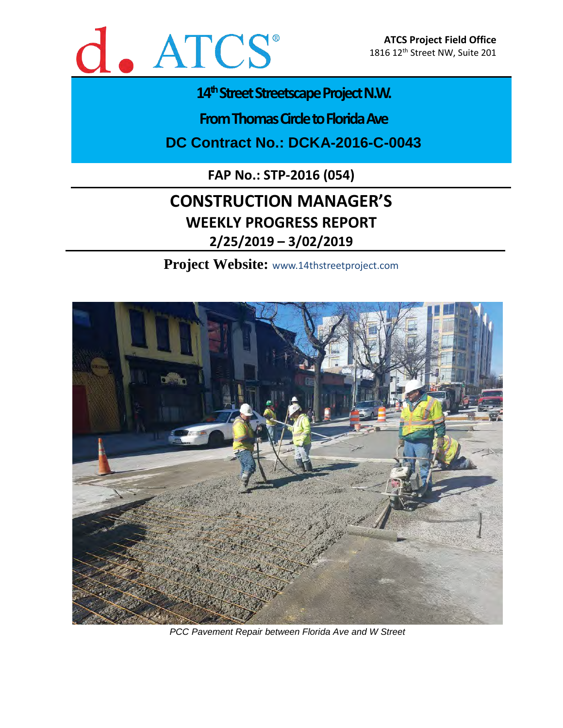d. ATCS®

**ATCS Project Field Office**
1816 12th Street NW, Suite 201

# 14th Street Streetscape Project N.W.

## From Thomas Circle to Florida Ave

## DC Contract No.: DCKA-2016-C-0043

**FAP No.: STP-2016 (054)**

# CONSTRUCTION MANAGER'S

## WEEKLY PROGRESS REPORT

## 2/25/2019 – 3/02/2019

**Project Website:** www.14thstreetproject.com

*PCC Pavement Repair between Florida Ave and W Street*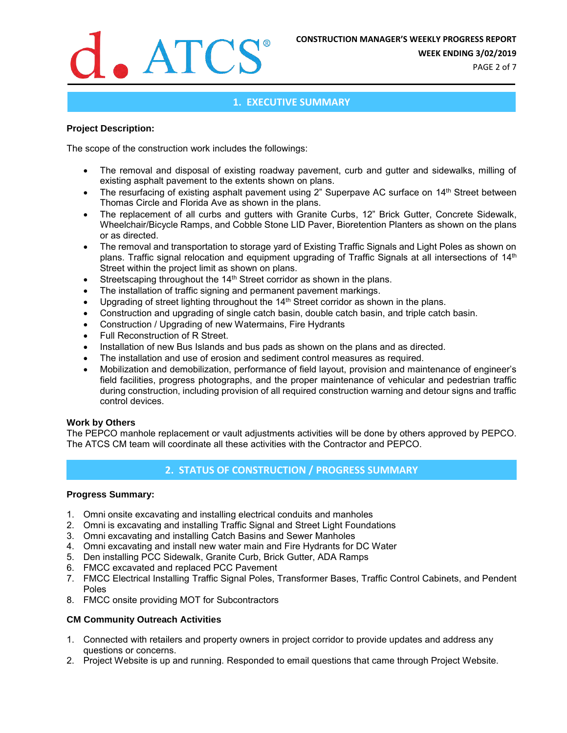## 1. EXECUTIVE SUMMARY

**Project Description:**

The scope of the construction work includes the followings:

- The removal and disposal of existing roadway pavement, curb and gutter and sidewalks, milling of existing asphalt pavement to the extents shown on plans.
- The resurfacing of existing asphalt pavement using 2" Superpave AC surface on 14th Street between Thomas Circle and Florida Ave as shown in the plans.
- The replacement of all curbs and gutters with Granite Curbs, 12" Brick Gutter, Concrete Sidewalk, Wheelchair/Bicycle Ramps, and Cobble Stone LID Paver, Bioretention Planters as shown on the plans or as directed.
- The removal and transportation to storage yard of Existing Traffic Signals and Light Poles as shown on plans. Traffic signal relocation and equipment upgrading of Traffic Signals at all intersections of 14th Street within the project limit as shown on plans.
- Streetscaping throughout the 14th Street corridor as shown in the plans.
- The installation of traffic signing and permanent pavement markings.
- Upgrading of street lighting throughout the 14th Street corridor as shown in the plans.
- Construction and upgrading of single catch basin, double catch basin, and triple catch basin.
- Construction / Upgrading of new Watermains, Fire Hydrants
- Full Reconstruction of R Street.
- Installation of new Bus Islands and bus pads as shown on the plans and as directed.
- The installation and use of erosion and sediment control measures as required.
- Mobilization and demobilization, performance of field layout, provision and maintenance of engineer's field facilities, progress photographs, and the proper maintenance of vehicular and pedestrian traffic during construction, including provision of all required construction warning and detour signs and traffic control devices.

**Work by Others**

The PEPCO manhole replacement or vault adjustments activities will be done by others approved by PEPCO. The ATCS CM team will coordinate all these activities with the Contractor and PEPCO.

## 2. STATUS OF CONSTRUCTION / PROGRESS SUMMARY

**Progress Summary:**

1. Omni onsite excavating and installing electrical conduits and manholes
2. Omni is excavating and installing Traffic Signal and Street Light Foundations
3. Omni excavating and installing Catch Basins and Sewer Manholes
4. Omni excavating and install new water main and Fire Hydrants for DC Water
5. Den installing PCC Sidewalk, Granite Curb, Brick Gutter, ADA Ramps
6. FMCC excavated and replaced PCC Pavement
7. FMCC Electrical Installing Traffic Signal Poles, Transformer Bases, Traffic Control Cabinets, and Pendent Poles
8. FMCC onsite providing MOT for Subcontractors

**CM Community Outreach Activities**

1. Connected with retailers and property owners in project corridor to provide updates and address any questions or concerns.
2. Project Website is up and running. Responded to email questions that came through Project Website.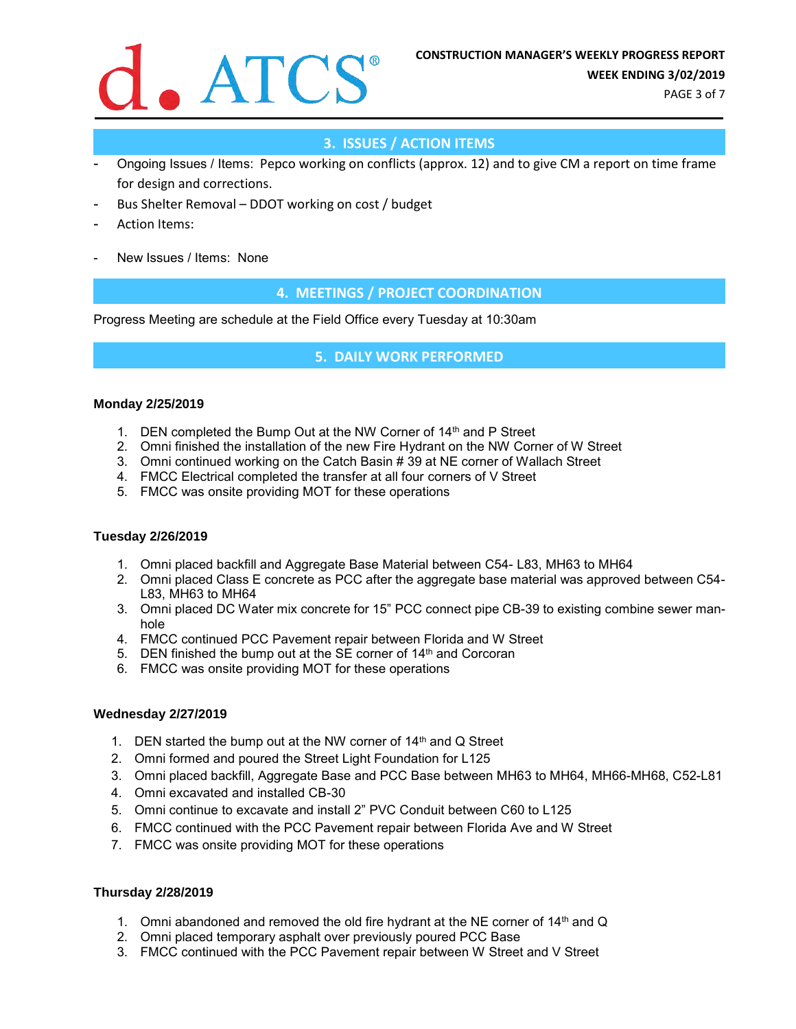## 3. ISSUES / ACTION ITEMS

- Ongoing Issues / Items: Pepco working on conflicts (approx. 12) and to give CM a report on time frame for design and corrections.
- Bus Shelter Removal – DDOT working on cost / budget
- Action Items:

- New Issues / Items: None

## 4. MEETINGS / PROJECT COORDINATION

Progress Meeting are schedule at the Field Office every Tuesday at 10:30am

## 5. DAILY WORK PERFORMED

**Monday 2/25/2019**

1. DEN completed the Bump Out at the NW Corner of 14th and P Street
2. Omni finished the installation of the new Fire Hydrant on the NW Corner of W Street
3. Omni continued working on the Catch Basin # 39 at NE corner of Wallach Street
4. FMCC Electrical completed the transfer at all four corners of V Street
5. FMCC was onsite providing MOT for these operations

**Tuesday 2/26/2019**

1. Omni placed backfill and Aggregate Base Material between C54- L83, MH63 to MH64
2. Omni placed Class E concrete as PCC after the aggregate base material was approved between C54-L83, MH63 to MH64
3. Omni placed DC Water mix concrete for 15" PCC connect pipe CB-39 to existing combine sewer man-hole
4. FMCC continued PCC Pavement repair between Florida and W Street
5. DEN finished the bump out at the SE corner of 14th and Corcoran
6. FMCC was onsite providing MOT for these operations

**Wednesday 2/27/2019**

1. DEN started the bump out at the NW corner of 14th and Q Street
2. Omni formed and poured the Street Light Foundation for L125
3. Omni placed backfill, Aggregate Base and PCC Base between MH63 to MH64, MH66-MH68, C52-L81
4. Omni excavated and installed CB-30
5. Omni continue to excavate and install 2" PVC Conduit between C60 to L125
6. FMCC continued with the PCC Pavement repair between Florida Ave and W Street
7. FMCC was onsite providing MOT for these operations

**Thursday 2/28/2019**

1. Omni abandoned and removed the old fire hydrant at the NE corner of 14th and Q
2. Omni placed temporary asphalt over previously poured PCC Base
3. FMCC continued with the PCC Pavement repair between W Street and V Street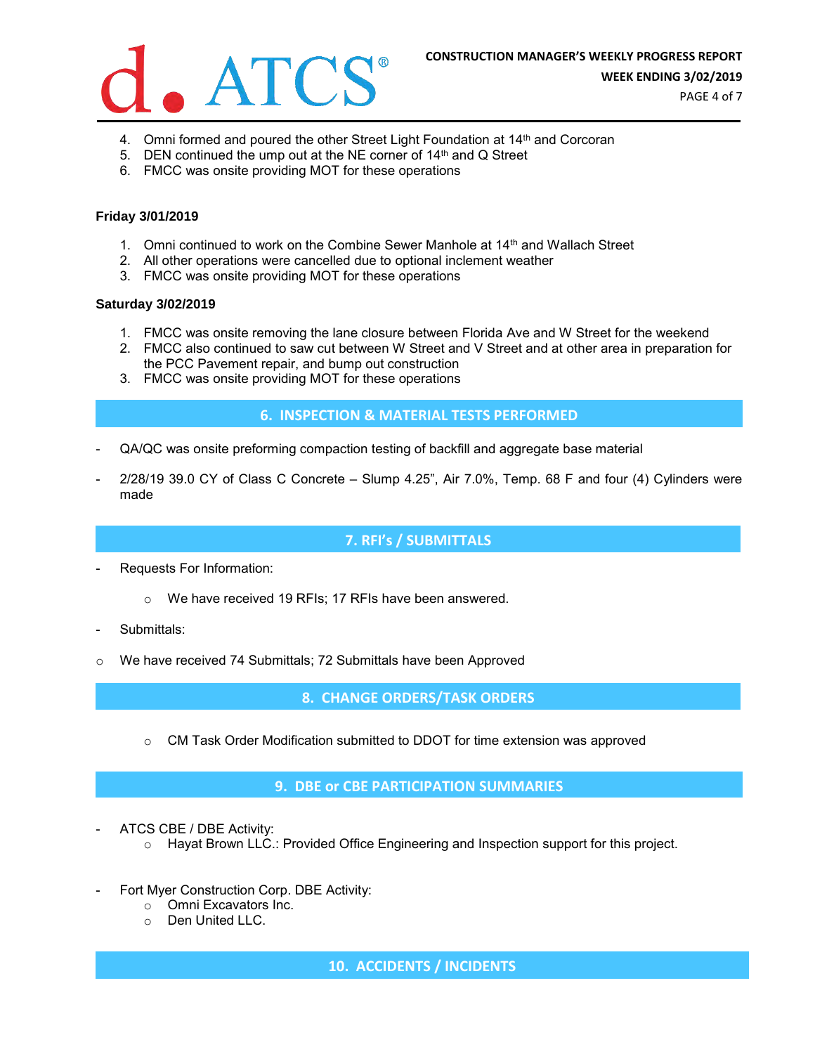4. Omni formed and poured the other Street Light Foundation at 14th and Corcoran
5. DEN continued the ump out at the NE corner of 14th and Q Street
6. FMCC was onsite providing MOT for these operations

**Friday 3/01/2019**

1. Omni continued to work on the Combine Sewer Manhole at 14th and Wallach Street
2. All other operations were cancelled due to optional inclement weather
3. FMCC was onsite providing MOT for these operations

**Saturday 3/02/2019**

1. FMCC was onsite removing the lane closure between Florida Ave and W Street for the weekend
2. FMCC also continued to saw cut between W Street and V Street and at other area in preparation for the PCC Pavement repair, and bump out construction
3. FMCC was onsite providing MOT for these operations

## 6. INSPECTION & MATERIAL TESTS PERFORMED

- QA/QC was onsite preforming compaction testing of backfill and aggregate base material
- 2/28/19 39.0 CY of Class C Concrete – Slump 4.25", Air 7.0%, Temp. 68 F and four (4) Cylinders were made

## 7. RFI's / SUBMITTALS

- Requests For Information:
  - We have received 19 RFIs; 17 RFIs have been answered.
- Submittals:
  - We have received 74 Submittals; 72 Submittals have been Approved

## 8. CHANGE ORDERS/TASK ORDERS

- CM Task Order Modification submitted to DDOT for time extension was approved

## 9. DBE or CBE PARTICIPATION SUMMARIES

- ATCS CBE / DBE Activity:
  - Hayat Brown LLC.: Provided Office Engineering and Inspection support for this project.
- Fort Myer Construction Corp. DBE Activity:
  - Omni Excavators Inc.
  - Den United LLC.

## 10. ACCIDENTS / INCIDENTS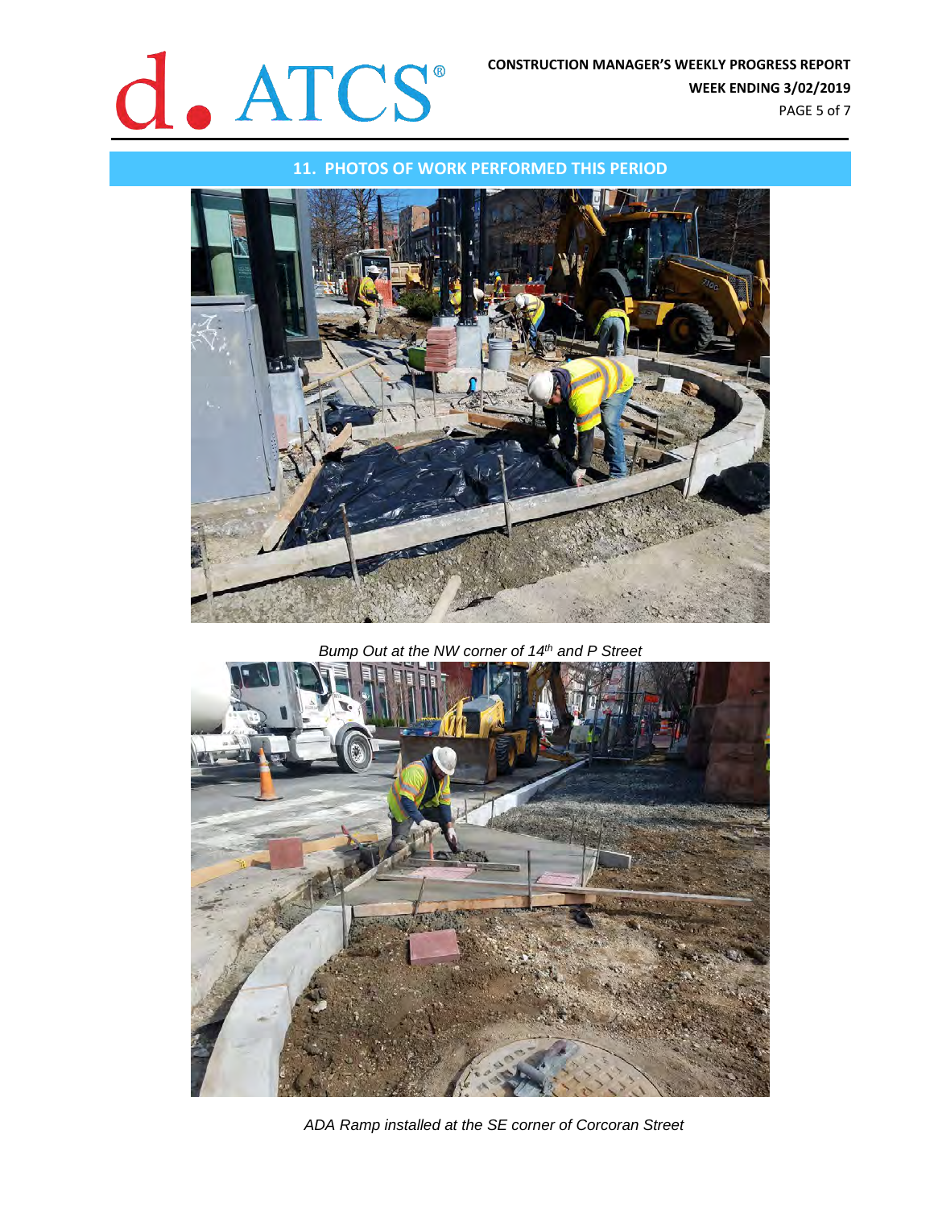## 11. PHOTOS OF WORK PERFORMED THIS PERIOD

*Bump Out at the NW corner of 14th and P Street*

*ADA Ramp installed at the SE corner of Corcoran Street*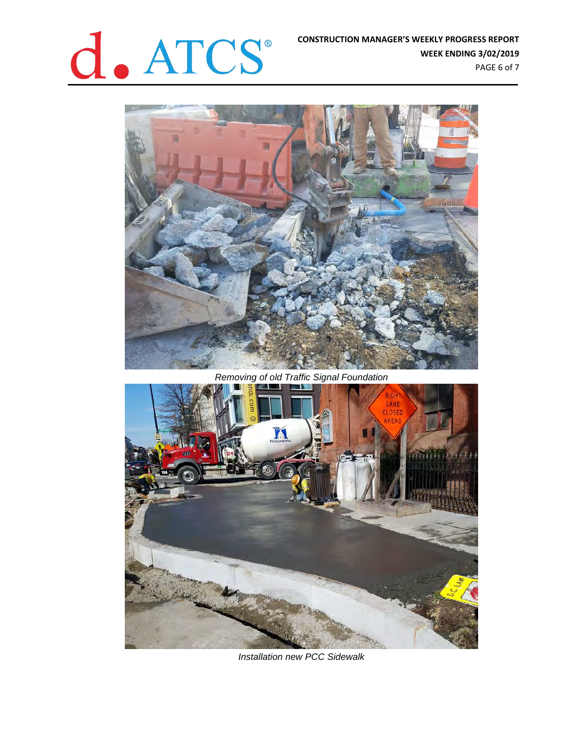*Removing of old Traffic Signal Foundation*

*Installation new PCC Sidewalk*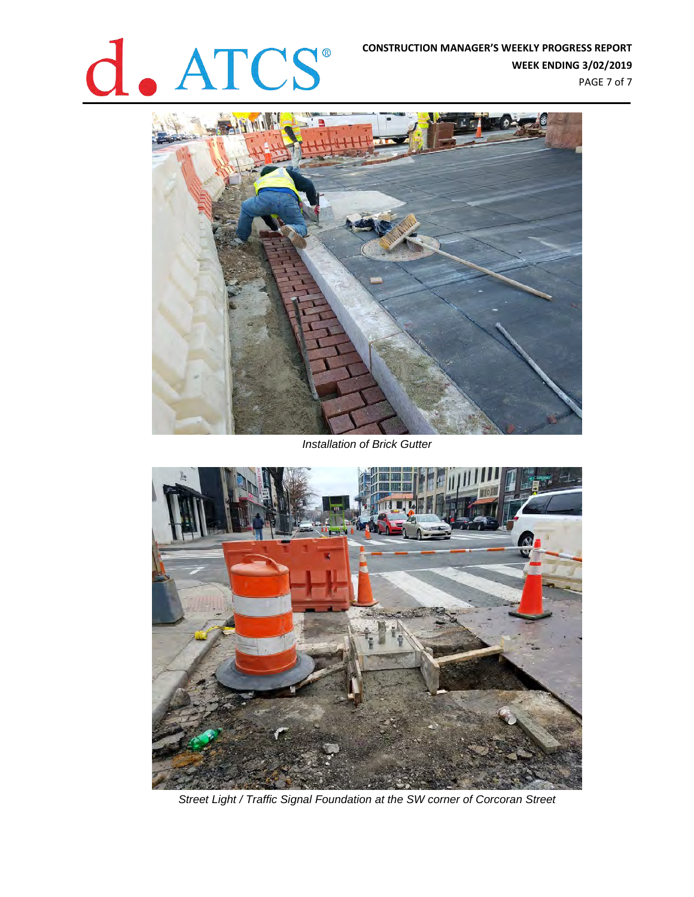*Installation of Brick Gutter*

*Street Light / Traffic Signal Foundation at the SW corner of Corcoran Street*